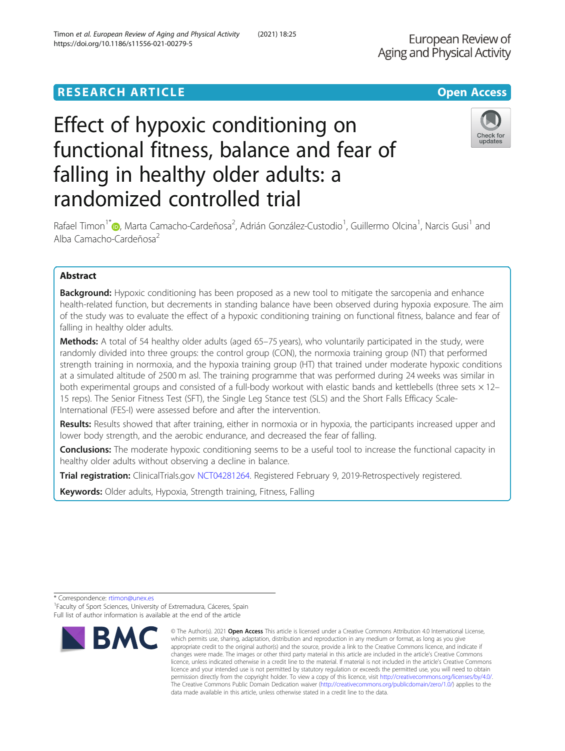RESEARCH ARTICLE

Open Access

# Effect of hypoxic conditioning on functional fitness, balance and fear of falling in healthy older adults: a randomized controlled trial

Rafael Timon[1*], Marta Camacho-Cardeñosa[2], Adrián González-Custodio[1], Guillermo Olcina[1], Narcis Gusi[1] and Alba Camacho-Cardeñosa[2]

## Abstract

**Background:** Hypoxic conditioning has been proposed as a new tool to mitigate the sarcopenia and enhance health-related function, but decrements in standing balance have been observed during hypoxia exposure. The aim of the study was to evaluate the effect of a hypoxic conditioning training on functional fitness, balance and fear of falling in healthy older adults.

**Methods:** A total of 54 healthy older adults (aged 65–75 years), who voluntarily participated in the study, were randomly divided into three groups: the control group (CON), the normoxia training group (NT) that performed strength training in normoxia, and the hypoxia training group (HT) that trained under moderate hypoxic conditions at a simulated altitude of 2500 m asl. The training programme that was performed during 24 weeks was similar in both experimental groups and consisted of a full-body workout with elastic bands and kettlebells (three sets × 12–15 reps). The Senior Fitness Test (SFT), the Single Leg Stance test (SLS) and the Short Falls Efficacy Scale-International (FES-I) were assessed before and after the intervention.

**Results:** Results showed that after training, either in normoxia or in hypoxia, the participants increased upper and lower body strength, and the aerobic endurance, and decreased the fear of falling.

**Conclusions:** The moderate hypoxic conditioning seems to be a useful tool to increase the functional capacity in healthy older adults without observing a decline in balance.

**Trial registration:** ClinicalTrials.gov NCT04281264. Registered February 9, 2019-Retrospectively registered.

**Keywords:** Older adults, Hypoxia, Strength training, Fitness, Falling

---

* Correspondence: rtimon@unex.es
[1]Faculty of Sport Sciences, University of Extremadura, Cáceres, Spain
Full list of author information is available at the end of the article

© The Author(s). 2021 **Open Access** This article is licensed under a Creative Commons Attribution 4.0 International License, which permits use, sharing, adaptation, distribution and reproduction in any medium or format, as long as you give appropriate credit to the original author(s) and the source, provide a link to the Creative Commons licence, and indicate if changes were made. The images or other third party material in this article are included in the article's Creative Commons licence, unless indicated otherwise in a credit line to the material. If material is not included in the article's Creative Commons licence and your intended use is not permitted by statutory regulation or exceeds the permitted use, you will need to obtain permission directly from the copyright holder. To view a copy of this licence, visit http://creativecommons.org/licenses/by/4.0/. The Creative Commons Public Domain Dedication waiver (http://creativecommons.org/publicdomain/zero/1.0/) applies to the data made available in this article, unless otherwise stated in a credit line to the data.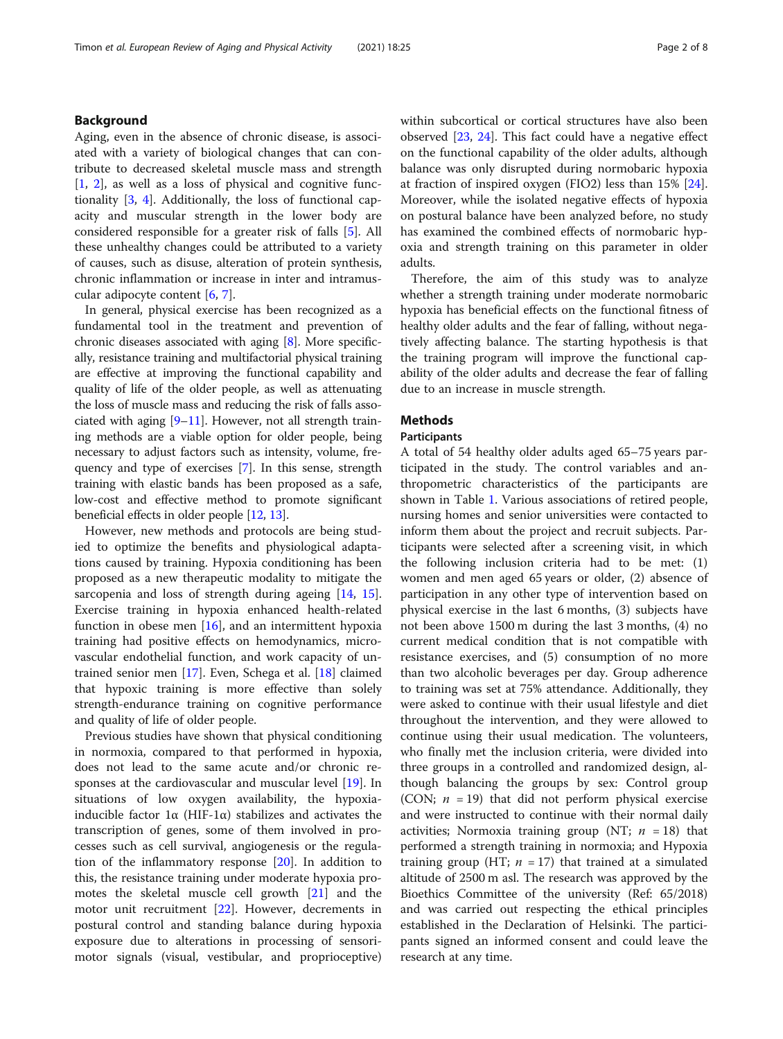## Background

Aging, even in the absence of chronic disease, is associated with a variety of biological changes that can contribute to decreased skeletal muscle mass and strength [1, 2], as well as a loss of physical and cognitive functionality [3, 4]. Additionally, the loss of functional capacity and muscular strength in the lower body are considered responsible for a greater risk of falls [5]. All these unhealthy changes could be attributed to a variety of causes, such as disuse, alteration of protein synthesis, chronic inflammation or increase in inter and intramuscular adipocyte content [6, 7].

In general, physical exercise has been recognized as a fundamental tool in the treatment and prevention of chronic diseases associated with aging [8]. More specifically, resistance training and multifactorial physical training are effective at improving the functional capability and quality of life of the older people, as well as attenuating the loss of muscle mass and reducing the risk of falls associated with aging [9–11]. However, not all strength training methods are a viable option for older people, being necessary to adjust factors such as intensity, volume, frequency and type of exercises [7]. In this sense, strength training with elastic bands has been proposed as a safe, low-cost and effective method to promote significant beneficial effects in older people [12, 13].

However, new methods and protocols are being studied to optimize the benefits and physiological adaptations caused by training. Hypoxia conditioning has been proposed as a new therapeutic modality to mitigate the sarcopenia and loss of strength during ageing [14, 15]. Exercise training in hypoxia enhanced health-related function in obese men [16], and an intermittent hypoxia training had positive effects on hemodynamics, microvascular endothelial function, and work capacity of untrained senior men [17]. Even, Schega et al. [18] claimed that hypoxic training is more effective than solely strength-endurance training on cognitive performance and quality of life of older people.

Previous studies have shown that physical conditioning in normoxia, compared to that performed in hypoxia, does not lead to the same acute and/or chronic responses at the cardiovascular and muscular level [19]. In situations of low oxygen availability, the hypoxia-inducible factor 1α (HIF-1α) stabilizes and activates the transcription of genes, some of them involved in processes such as cell survival, angiogenesis or the regulation of the inflammatory response [20]. In addition to this, the resistance training under moderate hypoxia promotes the skeletal muscle cell growth [21] and the motor unit recruitment [22]. However, decrements in postural control and standing balance during hypoxia exposure due to alterations in processing of sensorimotor signals (visual, vestibular, and proprioceptive) within subcortical or cortical structures have also been observed [23, 24]. This fact could have a negative effect on the functional capability of the older adults, although balance was only disrupted during normobaric hypoxia at fraction of inspired oxygen (FIO2) less than 15% [24]. Moreover, while the isolated negative effects of hypoxia on postural balance have been analyzed before, no study has examined the combined effects of normobaric hypoxia and strength training on this parameter in older adults.

Therefore, the aim of this study was to analyze whether a strength training under moderate normobaric hypoxia has beneficial effects on the functional fitness of healthy older adults and the fear of falling, without negatively affecting balance. The starting hypothesis is that the training program will improve the functional capability of the older adults and decrease the fear of falling due to an increase in muscle strength.

## Methods

### Participants

A total of 54 healthy older adults aged 65–75 years participated in the study. The control variables and anthropometric characteristics of the participants are shown in Table 1. Various associations of retired people, nursing homes and senior universities were contacted to inform them about the project and recruit subjects. Participants were selected after a screening visit, in which the following inclusion criteria had to be met: (1) women and men aged 65 years or older, (2) absence of participation in any other type of intervention based on physical exercise in the last 6 months, (3) subjects have not been above 1500 m during the last 3 months, (4) no current medical condition that is not compatible with resistance exercises, and (5) consumption of no more than two alcoholic beverages per day. Group adherence to training was set at 75% attendance. Additionally, they were asked to continue with their usual lifestyle and diet throughout the intervention, and they were allowed to continue using their usual medication. The volunteers, who finally met the inclusion criteria, were divided into three groups in a controlled and randomized design, although balancing the groups by sex: Control group (CON; $n = 19$) that did not perform physical exercise and were instructed to continue with their normal daily activities; Normoxia training group (NT; $n = 18$) that performed a strength training in normoxia; and Hypoxia training group (HT; $n = 17$) that trained at a simulated altitude of 2500 m asl. The research was approved by the Bioethics Committee of the university (Ref: 65/2018) and was carried out respecting the ethical principles established in the Declaration of Helsinki. The participants signed an informed consent and could leave the research at any time.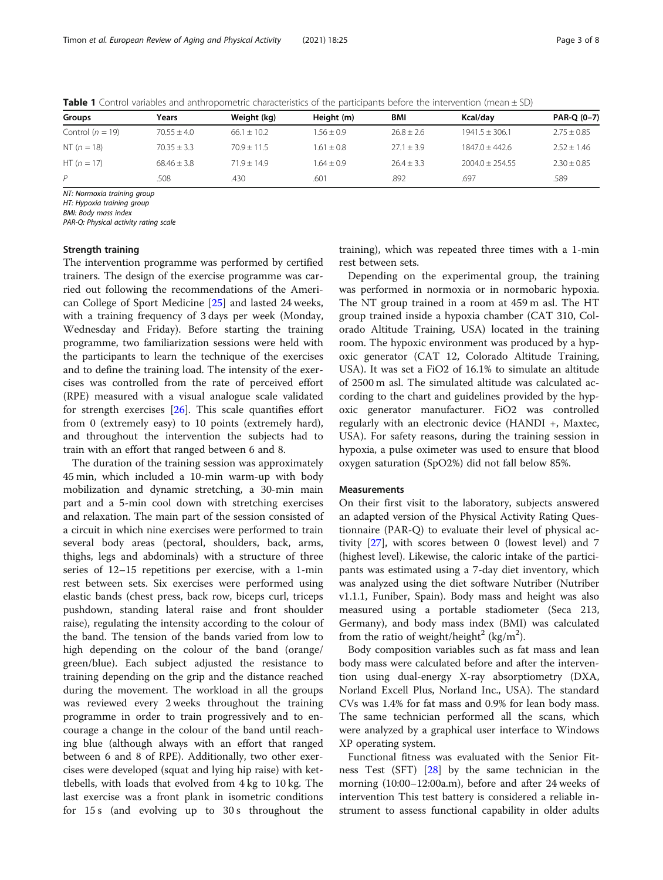**Table 1** Control variables and anthropometric characteristics of the participants before the intervention (mean ± SD)

| Groups | Years | Weight (kg) | Height (m) | BMI | Kcal/day | PAR-Q (0–7) |
|---|---|---|---|---|---|---|
| Control (*n* = 19) | 70.55 ± 4.0 | 66.1 ± 10.2 | 1.56 ± 0.9 | 26.8 ± 2.6 | 1941.5 ± 306.1 | 2.75 ± 0.85 |
| NT (*n* = 18) | 70.35 ± 3.3 | 70.9 ± 11.5 | 1.61 ± 0.8 | 27.1 ± 3.9 | 1847.0 ± 442.6 | 2.52 ± 1.46 |
| HT (*n* = 17) | 68.46 ± 3.8 | 71.9 ± 14.9 | 1.64 ± 0.9 | 26.4 ± 3.3 | 2004.0 ± 254.55 | 2.30 ± 0.85 |
| *P* | .508 | .430 | .601 | .892 | .697 | .589 |

*NT: Normoxia training group*
*HT: Hypoxia training group*
*BMI: Body mass index*
*PAR-Q: Physical activity rating scale*

### Strength training

The intervention programme was performed by certified trainers. The design of the exercise programme was carried out following the recommendations of the American College of Sport Medicine [25] and lasted 24 weeks, with a training frequency of 3 days per week (Monday, Wednesday and Friday). Before starting the training programme, two familiarization sessions were held with the participants to learn the technique of the exercises and to define the training load. The intensity of the exercises was controlled from the rate of perceived effort (RPE) measured with a visual analogue scale validated for strength exercises [26]. This scale quantifies effort from 0 (extremely easy) to 10 points (extremely hard), and throughout the intervention the subjects had to train with an effort that ranged between 6 and 8.

The duration of the training session was approximately 45 min, which included a 10-min warm-up with body mobilization and dynamic stretching, a 30-min main part and a 5-min cool down with stretching exercises and relaxation. The main part of the session consisted of a circuit in which nine exercises were performed to train several body areas (pectoral, shoulders, back, arms, thighs, legs and abdominals) with a structure of three series of 12–15 repetitions per exercise, with a 1-min rest between sets. Six exercises were performed using elastic bands (chest press, back row, biceps curl, triceps pushdown, standing lateral raise and front shoulder raise), regulating the intensity according to the colour of the band. The tension of the bands varied from low to high depending on the colour of the band (orange/green/blue). Each subject adjusted the resistance to training depending on the grip and the distance reached during the movement. The workload in all the groups was reviewed every 2 weeks throughout the training programme in order to train progressively and to encourage a change in the colour of the band until reaching blue (although always with an effort that ranged between 6 and 8 of RPE). Additionally, two other exercises were developed (squat and lying hip raise) with kettlebells, with loads that evolved from 4 kg to 10 kg. The last exercise was a front plank in isometric conditions for 15 s (and evolving up to 30 s throughout the training), which was repeated three times with a 1-min rest between sets.

Depending on the experimental group, the training was performed in normoxia or in normobaric hypoxia. The NT group trained in a room at 459 m asl. The HT group trained inside a hypoxia chamber (CAT 310, Colorado Altitude Training, USA) located in the training room. The hypoxic environment was produced by a hypoxic generator (CAT 12, Colorado Altitude Training, USA). It was set a FiO2 of 16.1% to simulate an altitude of 2500 m asl. The simulated altitude was calculated according to the chart and guidelines provided by the hypoxic generator manufacturer. FiO2 was controlled regularly with an electronic device (HANDI +, Maxtec, USA). For safety reasons, during the training session in hypoxia, a pulse oximeter was used to ensure that blood oxygen saturation (SpO2%) did not fall below 85%.

### Measurements

On their first visit to the laboratory, subjects answered an adapted version of the Physical Activity Rating Questionnaire (PAR-Q) to evaluate their level of physical activity [27], with scores between 0 (lowest level) and 7 (highest level). Likewise, the caloric intake of the participants was estimated using a 7-day diet inventory, which was analyzed using the diet software Nutriber (Nutriber v1.1.1, Funiber, Spain). Body mass and height was also measured using a portable stadiometer (Seca 213, Germany), and body mass index (BMI) was calculated from the ratio of weight/height$^2$ (kg/m$^2$).

Body composition variables such as fat mass and lean body mass were calculated before and after the intervention using dual-energy X-ray absorptiometry (DXA, Norland Excell Plus, Norland Inc., USA). The standard CVs was 1.4% for fat mass and 0.9% for lean body mass. The same technician performed all the scans, which were analyzed by a graphical user interface to Windows XP operating system.

Functional fitness was evaluated with the Senior Fitness Test (SFT) [28] by the same technician in the morning (10:00–12:00a.m), before and after 24 weeks of intervention This test battery is considered a reliable instrument to assess functional capability in older adults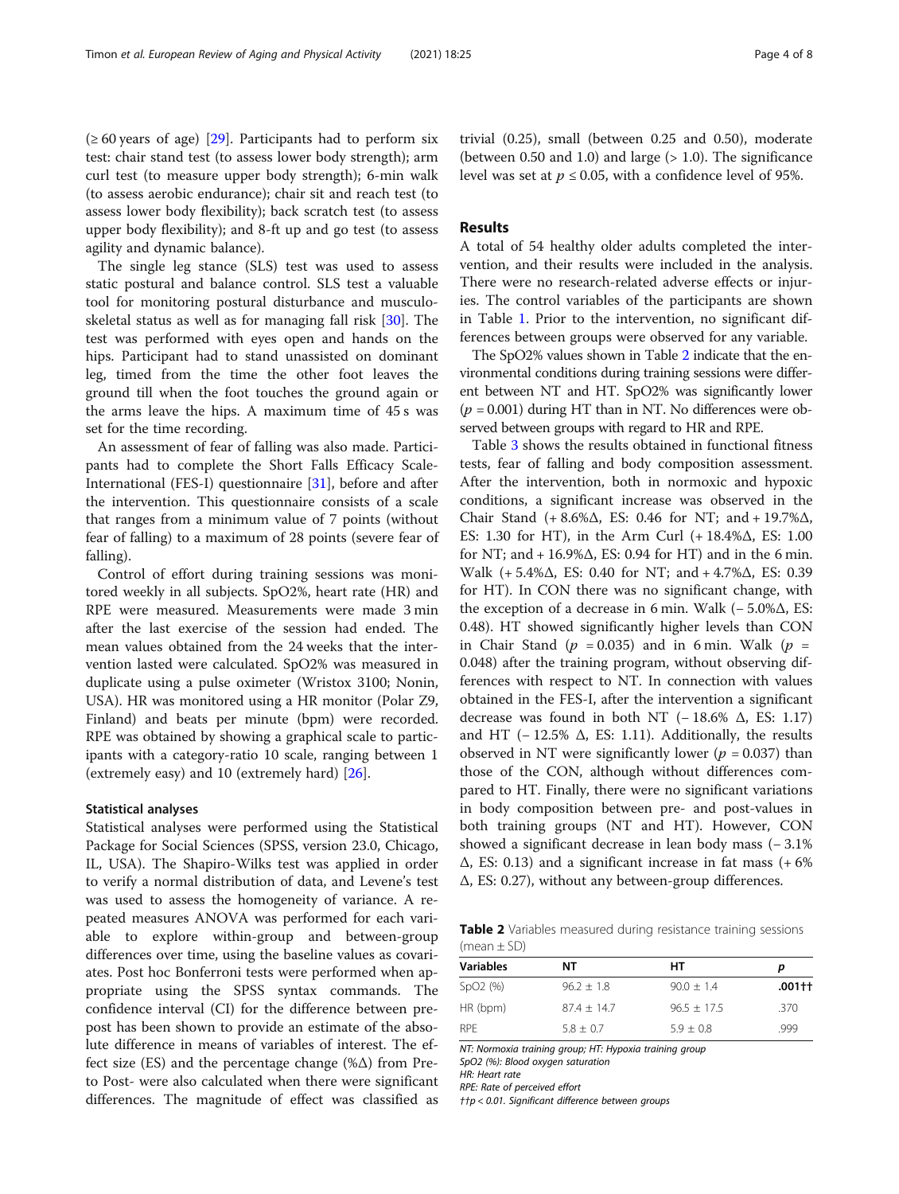(≥ 60 years of age) [29]. Participants had to perform six test: chair stand test (to assess lower body strength); arm curl test (to measure upper body strength); 6-min walk (to assess aerobic endurance); chair sit and reach test (to assess lower body flexibility); back scratch test (to assess upper body flexibility); and 8-ft up and go test (to assess agility and dynamic balance).

The single leg stance (SLS) test was used to assess static postural and balance control. SLS test a valuable tool for monitoring postural disturbance and musculoskeletal status as well as for managing fall risk [30]. The test was performed with eyes open and hands on the hips. Participant had to stand unassisted on dominant leg, timed from the time the other foot leaves the ground till when the foot touches the ground again or the arms leave the hips. A maximum time of 45 s was set for the time recording.

An assessment of fear of falling was also made. Participants had to complete the Short Falls Efficacy Scale-International (FES-I) questionnaire [31], before and after the intervention. This questionnaire consists of a scale that ranges from a minimum value of 7 points (without fear of falling) to a maximum of 28 points (severe fear of falling).

Control of effort during training sessions was monitored weekly in all subjects. SpO2%, heart rate (HR) and RPE were measured. Measurements were made 3 min after the last exercise of the session had ended. The mean values obtained from the 24 weeks that the intervention lasted were calculated. SpO2% was measured in duplicate using a pulse oximeter (Wristox 3100; Nonin, USA). HR was monitored using a HR monitor (Polar Z9, Finland) and beats per minute (bpm) were recorded. RPE was obtained by showing a graphical scale to participants with a category-ratio 10 scale, ranging between 1 (extremely easy) and 10 (extremely hard) [26].

### Statistical analyses

Statistical analyses were performed using the Statistical Package for Social Sciences (SPSS, version 23.0, Chicago, IL, USA). The Shapiro-Wilks test was applied in order to verify a normal distribution of data, and Levene's test was used to assess the homogeneity of variance. A repeated measures ANOVA was performed for each variable to explore within-group and between-group differences over time, using the baseline values as covariates. Post hoc Bonferroni tests were performed when appropriate using the SPSS syntax commands. The confidence interval (CI) for the difference between pre-post has been shown to provide an estimate of the absolute difference in means of variables of interest. The effect size (ES) and the percentage change (%Δ) from Pre- to Post- were also calculated when there were significant differences. The magnitude of effect was classified as trivial (0.25), small (between 0.25 and 0.50), moderate (between 0.50 and 1.0) and large (> 1.0). The significance level was set at $p \leq 0.05$, with a confidence level of 95%.

## Results

A total of 54 healthy older adults completed the intervention, and their results were included in the analysis. There were no research-related adverse effects or injuries. The control variables of the participants are shown in Table 1. Prior to the intervention, no significant differences between groups were observed for any variable.

The SpO2% values shown in Table 2 indicate that the environmental conditions during training sessions were different between NT and HT. SpO2% was significantly lower ($p = 0.001$) during HT than in NT. No differences were observed between groups with regard to HR and RPE.

Table 3 shows the results obtained in functional fitness tests, fear of falling and body composition assessment. After the intervention, both in normoxic and hypoxic conditions, a significant increase was observed in the Chair Stand (+ 8.6%Δ, ES: 0.46 for NT; and + 19.7%Δ, ES: 1.30 for HT), in the Arm Curl (+ 18.4%Δ, ES: 1.00 for NT; and + 16.9%Δ, ES: 0.94 for HT) and in the 6 min. Walk (+ 5.4%Δ, ES: 0.40 for NT; and + 4.7%Δ, ES: 0.39 for HT). In CON there was no significant change, with the exception of a decrease in 6 min. Walk (− 5.0%Δ, ES: 0.48). HT showed significantly higher levels than CON in Chair Stand ($p = 0.035$) and in 6 min. Walk ($p = 0.048$) after the training program, without observing differences with respect to NT. In connection with values obtained in the FES-I, after the intervention a significant decrease was found in both NT (− 18.6% Δ, ES: 1.17) and HT (− 12.5% Δ, ES: 1.11). Additionally, the results observed in NT were significantly lower ($p = 0.037$) than those of the CON, although without differences compared to HT. Finally, there were no significant variations in body composition between pre- and post-values in both training groups (NT and HT). However, CON showed a significant decrease in lean body mass (− 3.1% Δ, ES: 0.13) and a significant increase in fat mass (+ 6% Δ, ES: 0.27), without any between-group differences.

**Table 2** Variables measured during resistance training sessions (mean ± SD)

| Variables | NT | HT | p |
|---|---|---|---|
| SpO2 (%) | 96.2 ± 1.8 | 90.0 ± 1.4 | **.001††** |
| HR (bpm) | 87.4 ± 14.7 | 96.5 ± 17.5 | .370 |
| RPE | 5.8 ± 0.7 | 5.9 ± 0.8 | .999 |

*NT: Normoxia training group; HT: Hypoxia training group*
*SpO2 (%): Blood oxygen saturation*
*HR: Heart rate*
*RPE: Rate of perceived effort*
*††p < 0.01. Significant difference between groups*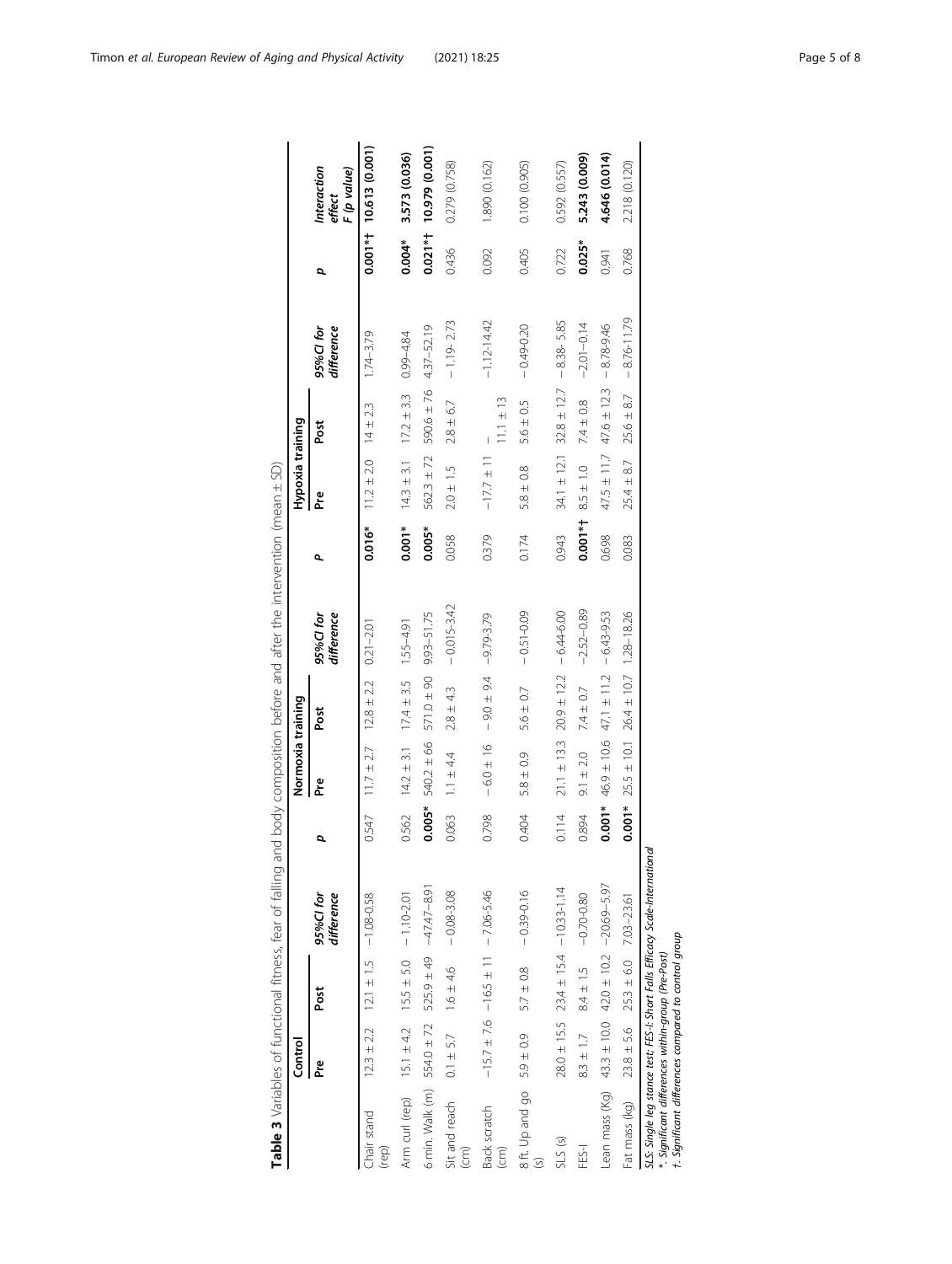**Table 3** Variables of functional fitness, fear of falling and body composition before and after the intervention (mean ± SD)

| | Control | | | | Normoxia training | | | | Hypoxia training | | | | |
|---|---|---|---|---|---|---|---|---|---|---|---|---|---|
| | Pre | Post | 95%CI for difference | *p* | Pre | Post | 95%CI for difference | *p* | Pre | Post | 95%CI for difference | *p* | *Interaction effect F (p value)* |
| Chair stand (rep) | 12.3 ± 2.2 | 12.1 ± 1.5 | − 1.08-0.58 | 0.547 | 11.7 ± 2.7 | 12.8 ± 2.2 | 0.21–2.01 | **0.016*** | 11.2 ± 2.0 | 14 ± 2.3 | 1.74–3.79 | **0.001*†** | **10.613 (0.001)** |
| Arm curl (rep) | 15.1 ± 4.2 | 15.5 ± 5.0 | − 1.10-2.01 | 0.562 | 14.2 ± 3.1 | 17.4 ± 3.5 | 1.55–4.91 | **0.001*** | 14.3 ± 3.1 | 17.2 ± 3.3 | 0.99–4.84 | **0.004*** | **3.573 (0.036)** |
| 6 min. Walk (m) | 554.0 ± 72 | 525.9 ± 49 | −47.47–8.91 | **0.005*** | 540.2 ± 66 | 571.0 ± 90 | 9.93–51.75 | **0.005*** | 562.3 ± 72 | 590.6 ± 76 | 4.37–52.19 | **0.021*†** | **10.979 (0.001)** |
| Sit and reach (cm) | 0.1 ± 5.7 | 1.6 ± 4.6 | − 0.08-3.08 | 0.063 | 1.1 ± 4.4 | 2.8 ± 4.3 | − 0.015-3.42 | 0.058 | 2.0 ± 1.5 | 2.8 ± 6.7 | − 1.19- 2.73 | 0.436 | 0.279 (0.758) |
| Back scratch (cm) | −15.7 ± 7.6 | −16.5 ± 11 | − 7.06-5.46 | 0.798 | − 6.0 ± 16 | − 9.0 ± 9.4 | −9.79-3.79 | 0.379 | −17.7 ± 11 | −11.1 ± 13 | −1.12-14.42 | 0.092 | 1.890 (0.162) |
| 8 ft. Up and go (s) | 5.9 ± 0.9 | 5.7 ± 0.8 | − 0.39-0.16 | 0.404 | 5.8 ± 0.9 | 5.6 ± 0.7 | − 0.51-0.09 | 0.174 | 5.8 ± 0.8 | 5.6 ± 0.5 | − 0.49-0.20 | 0.405 | 0.100 (0.905) |
| SLS (s) | 28.0 ± 15.5 | 23.4 ± 15.4 | −10.33-1.14 | 0.114 | 21.1 ± 13.3 | 20.9 ± 12.2 | − 6.44-6.00 | 0.943 | 34.1 ± 12.1 | 32.8 ± 12.7 | − 8.38- 5.85 | 0.722 | 0.592 (0.557) |
| FES-I | 8.3 ± 1.7 | 8.4 ± 1.5 | −0.70-0.80 | 0.894 | 9.1 ± 2.0 | 7.4 ± 0.7 | −2.52–0.89 | **0.001*†** | 8.5 ± 1.0 | 7.4 ± 0.8 | −2.01–0.14 | **0.025*** | **5.243 (0.009)** |
| Lean mass (Kg) | 43.3 ± 10.0 | 42.0 ± 10.2 | −20.69–5.97 | **0.001*** | 46.9 ± 10.6 | 47.1 ± 11.2 | − 6.43-9.53 | 0.698 | 47.5 ± 11.7 | 47.6 ± 12.3 | − 8.78-9.46 | 0.941 | **4.646 (0.014)** |
| Fat mass (kg) | 23.8 ± 5.6 | 25.3 ± 6.0 | 7.03–23.61 | **0.001*** | 25.5 ± 10.1 | 26.4 ± 10.7 | 1.28–18.26 | 0.083 | 25.4 ± 8.7 | 25.6 ± 8.7 | − 8.76-11.79 | 0.768 | 2.218 (0.120) |

*SLS: Single leg stance test; FES-I: Short Falls Efficacy Scale-International*
*\*. Significant differences within-group (Pre-Post)*
*†. Significant differences compared to control group*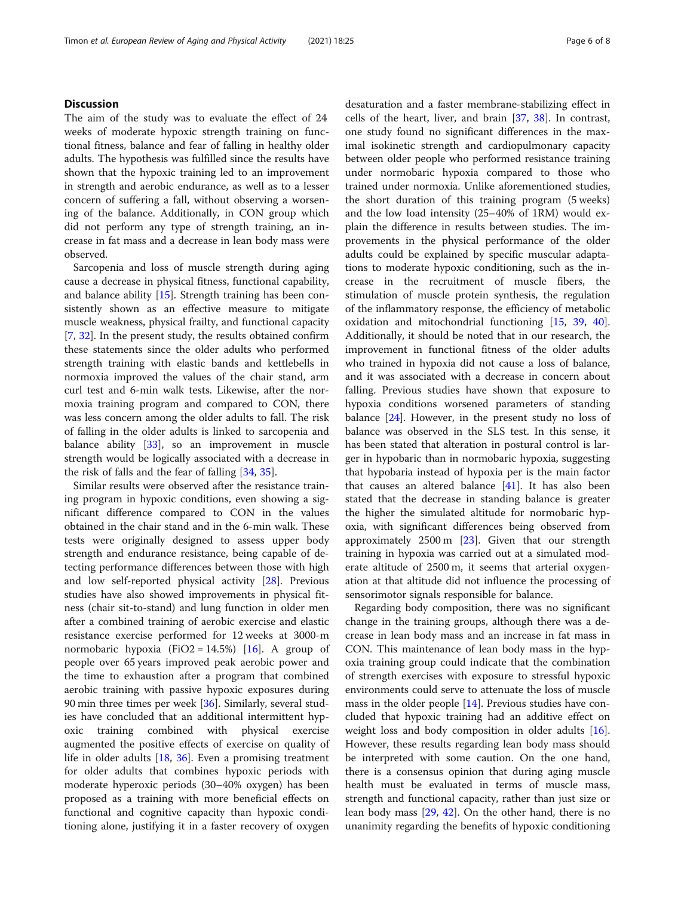## Discussion

The aim of the study was to evaluate the effect of 24 weeks of moderate hypoxic strength training on functional fitness, balance and fear of falling in healthy older adults. The hypothesis was fulfilled since the results have shown that the hypoxic training led to an improvement in strength and aerobic endurance, as well as to a lesser concern of suffering a fall, without observing a worsening of the balance. Additionally, in CON group which did not perform any type of strength training, an increase in fat mass and a decrease in lean body mass were observed.

Sarcopenia and loss of muscle strength during aging cause a decrease in physical fitness, functional capability, and balance ability [15]. Strength training has been consistently shown as an effective measure to mitigate muscle weakness, physical frailty, and functional capacity [7, 32]. In the present study, the results obtained confirm these statements since the older adults who performed strength training with elastic bands and kettlebells in normoxia improved the values of the chair stand, arm curl test and 6-min walk tests. Likewise, after the normoxia training program and compared to CON, there was less concern among the older adults to fall. The risk of falling in the older adults is linked to sarcopenia and balance ability [33], so an improvement in muscle strength would be logically associated with a decrease in the risk of falls and the fear of falling [34, 35].

Similar results were observed after the resistance training program in hypoxic conditions, even showing a significant difference compared to CON in the values obtained in the chair stand and in the 6-min walk. These tests were originally designed to assess upper body strength and endurance resistance, being capable of detecting performance differences between those with high and low self-reported physical activity [28]. Previous studies have also showed improvements in physical fitness (chair sit-to-stand) and lung function in older men after a combined training of aerobic exercise and elastic resistance exercise performed for 12 weeks at 3000-m normobaric hypoxia ($FiO_2 = 14.5\%$) [16]. A group of people over 65 years improved peak aerobic power and the time to exhaustion after a program that combined aerobic training with passive hypoxic exposures during 90 min three times per week [36]. Similarly, several studies have concluded that an additional intermittent hypoxic training combined with physical exercise augmented the positive effects of exercise on quality of life in older adults [18, 36]. Even a promising treatment for older adults that combines hypoxic periods with moderate hyperoxic periods (30–40% oxygen) has been proposed as a training with more beneficial effects on functional and cognitive capacity than hypoxic conditioning alone, justifying it in a faster recovery of oxygen desaturation and a faster membrane-stabilizing effect in cells of the heart, liver, and brain [37, 38]. In contrast, one study found no significant differences in the maximal isokinetic strength and cardiopulmonary capacity between older people who performed resistance training under normobaric hypoxia compared to those who trained under normoxia. Unlike aforementioned studies, the short duration of this training program (5 weeks) and the low load intensity (25–40% of 1RM) would explain the difference in results between studies. The improvements in the physical performance of the older adults could be explained by specific muscular adaptations to moderate hypoxic conditioning, such as the increase in the recruitment of muscle fibers, the stimulation of muscle protein synthesis, the regulation of the inflammatory response, the efficiency of metabolic oxidation and mitochondrial functioning [15, 39, 40]. Additionally, it should be noted that in our research, the improvement in functional fitness of the older adults who trained in hypoxia did not cause a loss of balance, and it was associated with a decrease in concern about falling. Previous studies have shown that exposure to hypoxia conditions worsened parameters of standing balance [24]. However, in the present study no loss of balance was observed in the SLS test. In this sense, it has been stated that alteration in postural control is larger in hypobaric than in normobaric hypoxia, suggesting that hypobaria instead of hypoxia per is the main factor that causes an altered balance [41]. It has also been stated that the decrease in standing balance is greater the higher the simulated altitude for normobaric hypoxia, with significant differences being observed from approximately 2500 m [23]. Given that our strength training in hypoxia was carried out at a simulated moderate altitude of 2500 m, it seems that arterial oxygenation at that altitude did not influence the processing of sensorimotor signals responsible for balance.

Regarding body composition, there was no significant change in the training groups, although there was a decrease in lean body mass and an increase in fat mass in CON. This maintenance of lean body mass in the hypoxia training group could indicate that the combination of strength exercises with exposure to stressful hypoxic environments could serve to attenuate the loss of muscle mass in the older people [14]. Previous studies have concluded that hypoxic training had an additive effect on weight loss and body composition in older adults [16]. However, these results regarding lean body mass should be interpreted with some caution. On the one hand, there is a consensus opinion that during aging muscle health must be evaluated in terms of muscle mass, strength and functional capacity, rather than just size or lean body mass [29, 42]. On the other hand, there is no unanimity regarding the benefits of hypoxic conditioning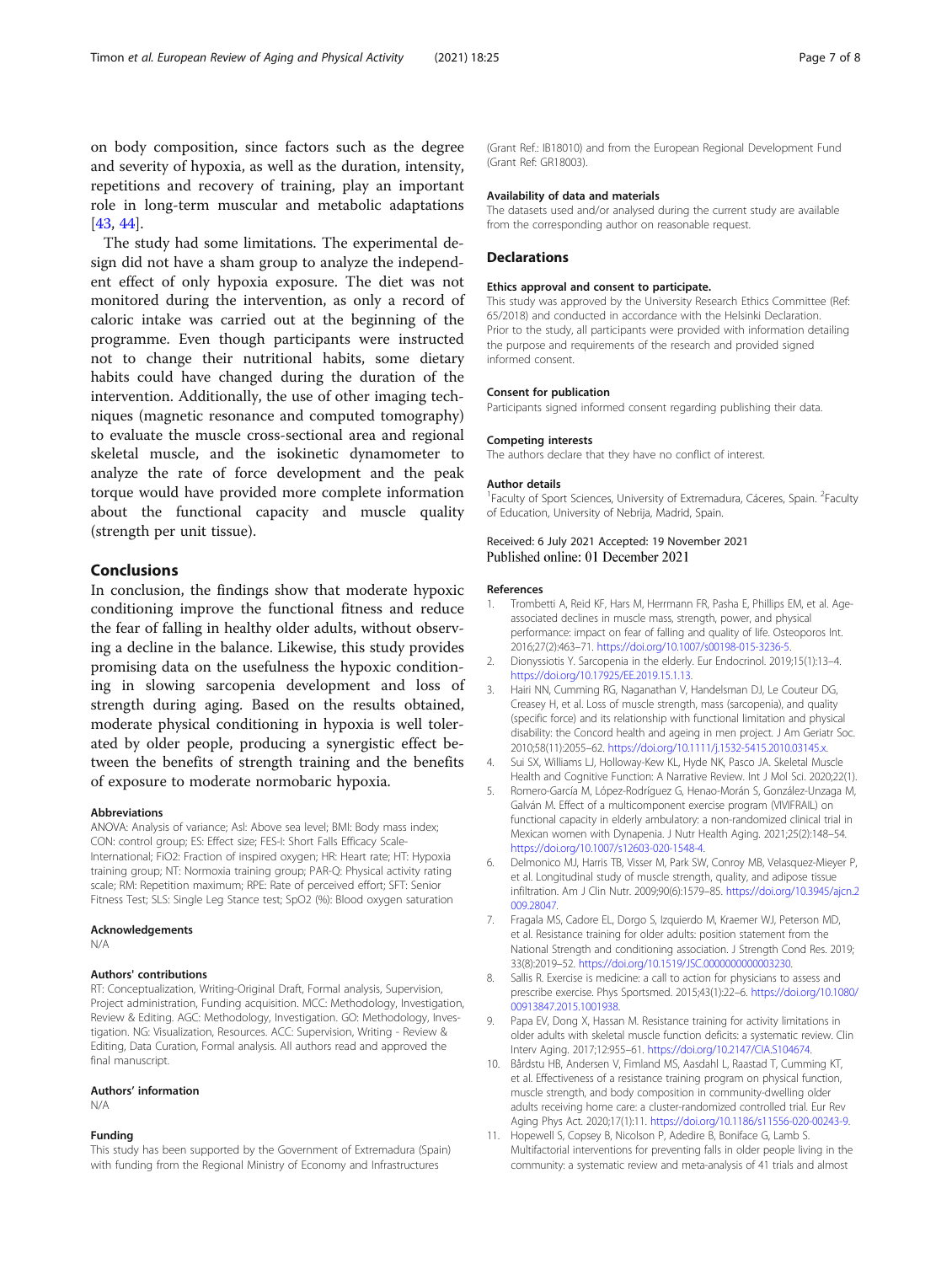on body composition, since factors such as the degree and severity of hypoxia, as well as the duration, intensity, repetitions and recovery of training, play an important role in long-term muscular and metabolic adaptations [43, 44].

The study had some limitations. The experimental design did not have a sham group to analyze the independent effect of only hypoxia exposure. The diet was not monitored during the intervention, as only a record of caloric intake was carried out at the beginning of the programme. Even though participants were instructed not to change their nutritional habits, some dietary habits could have changed during the duration of the intervention. Additionally, the use of other imaging techniques (magnetic resonance and computed tomography) to evaluate the muscle cross-sectional area and regional skeletal muscle, and the isokinetic dynamometer to analyze the rate of force development and the peak torque would have provided more complete information about the functional capacity and muscle quality (strength per unit tissue).

## Conclusions

In conclusion, the findings show that moderate hypoxic conditioning improve the functional fitness and reduce the fear of falling in healthy older adults, without observing a decline in the balance. Likewise, this study provides promising data on the usefulness the hypoxic conditioning in slowing sarcopenia development and loss of strength during aging. Based on the results obtained, moderate physical conditioning in hypoxia is well tolerated by older people, producing a synergistic effect between the benefits of strength training and the benefits of exposure to moderate normobaric hypoxia.

#### Abbreviations

ANOVA: Analysis of variance; Asl: Above sea level; BMI: Body mass index; CON: control group; ES: Effect size; FES-I: Short Falls Efficacy Scale-International; FiO2: Fraction of inspired oxygen; HR: Heart rate; HT: Hypoxia training group; NT: Normoxia training group; PAR-Q: Physical activity rating scale; RM: Repetition maximum; RPE: Rate of perceived effort; SFT: Senior Fitness Test; SLS: Single Leg Stance test; SpO2 (%): Blood oxygen saturation

#### Acknowledgements

N/A

#### Authors' contributions

RT: Conceptualization, Writing-Original Draft, Formal analysis, Supervision, Project administration, Funding acquisition. MCC: Methodology, Investigation, Review & Editing. AGC: Methodology, Investigation. GO: Methodology, Investigation. NG: Visualization, Resources. ACC: Supervision, Writing - Review & Editing, Data Curation, Formal analysis. All authors read and approved the final manuscript.

#### Authors' information

N/A

#### Funding

This study has been supported by the Government of Extremadura (Spain) with funding from the Regional Ministry of Economy and Infrastructures (Grant Ref.: IB18010) and from the European Regional Development Fund (Grant Ref: GR18003).

#### Availability of data and materials

The datasets used and/or analysed during the current study are available from the corresponding author on reasonable request.

### Declarations

#### Ethics approval and consent to participate.

This study was approved by the University Research Ethics Committee (Ref: 65/2018) and conducted in accordance with the Helsinki Declaration. Prior to the study, all participants were provided with information detailing the purpose and requirements of the research and provided signed informed consent.

#### Consent for publication

Participants signed informed consent regarding publishing their data.

#### Competing interests

The authors declare that they have no conflict of interest.

#### Author details

[1]Faculty of Sport Sciences, University of Extremadura, Cáceres, Spain. [2]Faculty of Education, University of Nebrija, Madrid, Spain.

Received: 6 July 2021 Accepted: 19 November 2021
Published online: 01 December 2021

#### References

1. Trombetti A, Reid KF, Hars M, Herrmann FR, Pasha E, Phillips EM, et al. Age-associated declines in muscle mass, strength, power, and physical performance: impact on fear of falling and quality of life. Osteoporos Int. 2016;27(2):463–71. https://doi.org/10.1007/s00198-015-3236-5.
2. Dionyssiotis Y. Sarcopenia in the elderly. Eur Endocrinol. 2019;15(1):13–4. https://doi.org/10.17925/EE.2019.15.1.13.
3. Hairi NN, Cumming RG, Naganathan V, Handelsman DJ, Le Couteur DG, Creasey H, et al. Loss of muscle strength, mass (sarcopenia), and quality (specific force) and its relationship with functional limitation and physical disability: the Concord health and ageing in men project. J Am Geriatr Soc. 2010;58(11):2055–62. https://doi.org/10.1111/j.1532-5415.2010.03145.x.
4. Sui SX, Williams LJ, Holloway-Kew KL, Hyde NK, Pasco JA. Skeletal Muscle Health and Cognitive Function: A Narrative Review. Int J Mol Sci. 2020;22(1).
5. Romero-García M, López-Rodríguez G, Henao-Morán S, González-Unzaga M, Galván M. Effect of a multicomponent exercise program (VIVIFRAIL) on functional capacity in elderly ambulatory: a non-randomized clinical trial in Mexican women with Dynapenia. J Nutr Health Aging. 2021;25(2):148–54. https://doi.org/10.1007/s12603-020-1548-4.
6. Delmonico MJ, Harris TB, Visser M, Park SW, Conroy MB, Velasquez-Mieyer P, et al. Longitudinal study of muscle strength, quality, and adipose tissue infiltration. Am J Clin Nutr. 2009;90(6):1579–85. https://doi.org/10.3945/ajcn.2009.28047.
7. Fragala MS, Cadore EL, Dorgo S, Izquierdo M, Kraemer WJ, Peterson MD, et al. Resistance training for older adults: position statement from the National Strength and conditioning association. J Strength Cond Res. 2019;33(8):2019–52. https://doi.org/10.1519/JSC.0000000000003230.
8. Sallis R. Exercise is medicine: a call to action for physicians to assess and prescribe exercise. Phys Sportsmed. 2015;43(1):22–6. https://doi.org/10.1080/00913847.2015.1001938.
9. Papa EV, Dong X, Hassan M. Resistance training for activity limitations in older adults with skeletal muscle function deficits: a systematic review. Clin Interv Aging. 2017;12:955–61. https://doi.org/10.2147/CIA.S104674.
10. Bårdstu HB, Andersen V, Fimland MS, Aasdahl L, Raastad T, Cumming KT, et al. Effectiveness of a resistance training program on physical function, muscle strength, and body composition in community-dwelling older adults receiving home care: a cluster-randomized controlled trial. Eur Rev Aging Phys Act. 2020;17(1):11. https://doi.org/10.1186/s11556-020-00243-9.
11. Hopewell S, Copsey B, Nicolson P, Adedire B, Boniface G, Lamb S. Multifactorial interventions for preventing falls in older people living in the community: a systematic review and meta-analysis of 41 trials and almost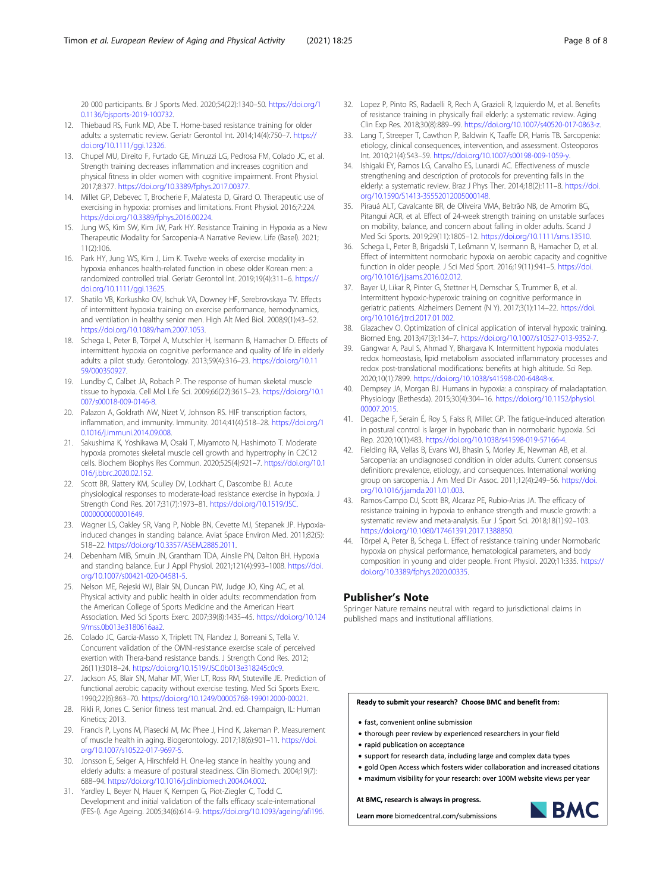20 000 participants. Br J Sports Med. 2020;54(22):1340–50. https://doi.org/10.1136/bjsports-2019-100732.

12. Thiebaud RS, Funk MD, Abe T. Home-based resistance training for older adults: a systematic review. Geriatr Gerontol Int. 2014;14(4):750–7. https://doi.org/10.1111/ggi.12326.
13. Chupel MU, Direito F, Furtado GE, Minuzzi LG, Pedrosa FM, Colado JC, et al. Strength training decreases inflammation and increases cognition and physical fitness in older women with cognitive impairment. Front Physiol. 2017;8:377. https://doi.org/10.3389/fphys.2017.00377.
14. Millet GP, Debevec T, Brocherie F, Malatesta D, Girard O. Therapeutic use of exercising in hypoxia: promises and limitations. Front Physiol. 2016;7:224. https://doi.org/10.3389/fphys.2016.00224.
15. Jung WS, Kim SW, Kim JW, Park HY. Resistance Training in Hypoxia as a New Therapeutic Modality for Sarcopenia-A Narrative Review. Life (Basel). 2021; 11(2):106.
16. Park HY, Jung WS, Kim J, Lim K. Twelve weeks of exercise modality in hypoxia enhances health-related function in obese older Korean men: a randomized controlled trial. Geriatr Gerontol Int. 2019;19(4):311–6. https://doi.org/10.1111/ggi.13625.
17. Shatilo VB, Korkushko OV, Ischuk VA, Downey HF, Serebrovskaya TV. Effects of intermittent hypoxia training on exercise performance, hemodynamics, and ventilation in healthy senior men. High Alt Med Biol. 2008;9(1):43–52. https://doi.org/10.1089/ham.2007.1053.
18. Schega L, Peter B, Törpel A, Mutschler H, Isermann B, Hamacher D. Effects of intermittent hypoxia on cognitive performance and quality of life in elderly adults: a pilot study. Gerontology. 2013;59(4):316–23. https://doi.org/10.1159/000350927.
19. Lundby C, Calbet JA, Robach P. The response of human skeletal muscle tissue to hypoxia. Cell Mol Life Sci. 2009;66(22):3615–23. https://doi.org/10.1007/s00018-009-0146-8.
20. Palazon A, Goldrath AW, Nizet V, Johnson RS. HIF transcription factors, inflammation, and immunity. Immunity. 2014;41(4):518–28. https://doi.org/10.1016/j.immuni.2014.09.008.
21. Sakushima K, Yoshikawa M, Osaki T, Miyamoto N, Hashimoto T. Moderate hypoxia promotes skeletal muscle cell growth and hypertrophy in C2C12 cells. Biochem Biophys Res Commun. 2020;525(4):921–7. https://doi.org/10.1016/j.bbrc.2020.02.152.
22. Scott BR, Slattery KM, Sculley DV, Lockhart C, Dascombe BJ. Acute physiological responses to moderate-load resistance exercise in hypoxia. J Strength Cond Res. 2017;31(7):1973–81. https://doi.org/10.1519/JSC.0000000000001649.
23. Wagner LS, Oakley SR, Vang P, Noble BN, Cevette MJ, Stepanek JP. Hypoxia-induced changes in standing balance. Aviat Space Environ Med. 2011;82(5):518–22. https://doi.org/10.3357/ASEM.2885.2011.
24. Debenham MIB, Smuin JN, Grantham TDA, Ainslie PN, Dalton BH. Hypoxia and standing balance. Eur J Appl Physiol. 2021;121(4):993–1008. https://doi.org/10.1007/s00421-020-04581-5.
25. Nelson ME, Rejeski WJ, Blair SN, Duncan PW, Judge JO, King AC, et al. Physical activity and public health in older adults: recommendation from the American College of Sports Medicine and the American Heart Association. Med Sci Sports Exerc. 2007;39(8):1435–45. https://doi.org/10.1249/mss.0b013e3180616aa2.
26. Colado JC, Garcia-Masso X, Triplett TN, Flandez J, Borreani S, Tella V. Concurrent validation of the OMNI-resistance exercise scale of perceived exertion with Thera-band resistance bands. J Strength Cond Res. 2012; 26(11):3018–24. https://doi.org/10.1519/JSC.0b013e318245c0c9.
27. Jackson AS, Blair SN, Mahar MT, Wier LT, Ross RM, Stuteville JE. Prediction of functional aerobic capacity without exercise testing. Med Sci Sports Exerc. 1990;22(6):863–70. https://doi.org/10.1249/00005768-199012000-00021.
28. Rikli R, Jones C. Senior fitness test manual. 2nd. ed. Champaign, IL: Human Kinetics; 2013.
29. Francis P, Lyons M, Piasecki M, Mc Phee J, Hind K, Jakeman P. Measurement of muscle health in aging. Biogerontology. 2017;18(6):901–11. https://doi.org/10.1007/s10522-017-9697-5.
30. Jonsson E, Seiger A, Hirschfeld H. One-leg stance in healthy young and elderly adults: a measure of postural steadiness. Clin Biomech. 2004;19(7):688–94. https://doi.org/10.1016/j.clinbiomech.2004.04.002.
31. Yardley L, Beyer N, Hauer K, Kempen G, Piot-Ziegler C, Todd C. Development and initial validation of the falls efficacy scale-international (FES-I). Age Ageing. 2005;34(6):614–9. https://doi.org/10.1093/ageing/afi196.
32. Lopez P, Pinto RS, Radaelli R, Rech A, Grazioli R, Izquierdo M, et al. Benefits of resistance training in physically frail elderly: a systematic review. Aging Clin Exp Res. 2018;30(8):889–99. https://doi.org/10.1007/s40520-017-0863-z.
33. Lang T, Streeper T, Cawthon P, Baldwin K, Taaffe DR, Harris TB. Sarcopenia: etiology, clinical consequences, intervention, and assessment. Osteoporos Int. 2010;21(4):543–59. https://doi.org/10.1007/s00198-009-1059-y.
34. Ishigaki EY, Ramos LG, Carvalho ES, Lunardi AC. Effectiveness of muscle strengthening and description of protocols for preventing falls in the elderly: a systematic review. Braz J Phys Ther. 2014;18(2):111–8. https://doi.org/10.1590/S1413-35552012005000148.
35. Pirauá ALT, Cavalcante BR, de Oliveira VMA, Beltrão NB, de Amorim BG, Pitangui ACR, et al. Effect of 24-week strength training on unstable surfaces on mobility, balance, and concern about falling in older adults. Scand J Med Sci Sports. 2019;29(11):1805–12. https://doi.org/10.1111/sms.13510.
36. Schega L, Peter B, Brigadski T, Leßmann V, Isermann B, Hamacher D, et al. Effect of intermittent normobaric hypoxia on aerobic capacity and cognitive function in older people. J Sci Med Sport. 2016;19(11):941–5. https://doi.org/10.1016/j.jsams.2016.02.012.
37. Bayer U, Likar R, Pinter G, Stettner H, Demschar S, Trummer B, et al. Intermittent hypoxic-hyperoxic training on cognitive performance in geriatric patients. Alzheimers Dement (N Y). 2017;3(1):114–22. https://doi.org/10.1016/j.trci.2017.01.002.
38. Glazachev O. Optimization of clinical application of interval hypoxic training. Biomed Eng. 2013;47(3):134–7. https://doi.org/10.1007/s10527-013-9352-7.
39. Gangwar A, Paul S, Ahmad Y, Bhargava K. Intermittent hypoxia modulates redox homeostasis, lipid metabolism associated inflammatory processes and redox post-translational modifications: benefits at high altitude. Sci Rep. 2020;10(1):7899. https://doi.org/10.1038/s41598-020-64848-x.
40. Dempsey JA, Morgan BJ. Humans in hypoxia: a conspiracy of maladaptation. Physiology (Bethesda). 2015;30(4):304–16. https://doi.org/10.1152/physiol.00007.2015.
41. Degache F, Serain É, Roy S, Faiss R, Millet GP. The fatigue-induced alteration in postural control is larger in hypobaric than in normobaric hypoxia. Sci Rep. 2020;10(1):483. https://doi.org/10.1038/s41598-019-57166-4.
42. Fielding RA, Vellas B, Evans WJ, Bhasin S, Morley JE, Newman AB, et al. Sarcopenia: an undiagnosed condition in older adults. Current consensus definition: prevalence, etiology, and consequences. International working group on sarcopenia. J Am Med Dir Assoc. 2011;12(4):249–56. https://doi.org/10.1016/j.jamda.2011.01.003.
43. Ramos-Campo DJ, Scott BR, Alcaraz PE, Rubio-Arias JA. The efficacy of resistance training in hypoxia to enhance strength and muscle growth: a systematic review and meta-analysis. Eur J Sport Sci. 2018;18(1):92–103. https://doi.org/10.1080/17461391.2017.1388850.
44. Törpel A, Peter B, Schega L. Effect of resistance training under Normobaric hypoxia on physical performance, hematological parameters, and body composition in young and older people. Front Physiol. 2020;11:335. https://doi.org/10.3389/fphys.2020.00335.

## Publisher's Note

Springer Nature remains neutral with regard to jurisdictional claims in published maps and institutional affiliations.

**Ready to submit your research? Choose BMC and benefit from:**

- fast, convenient online submission
- thorough peer review by experienced researchers in your field
- rapid publication on acceptance
- support for research data, including large and complex data types
- gold Open Access which fosters wider collaboration and increased citations
- maximum visibility for your research: over 100M website views per year

**At BMC, research is always in progress.**

**Learn more** biomedcentral.com/submissions

BMC